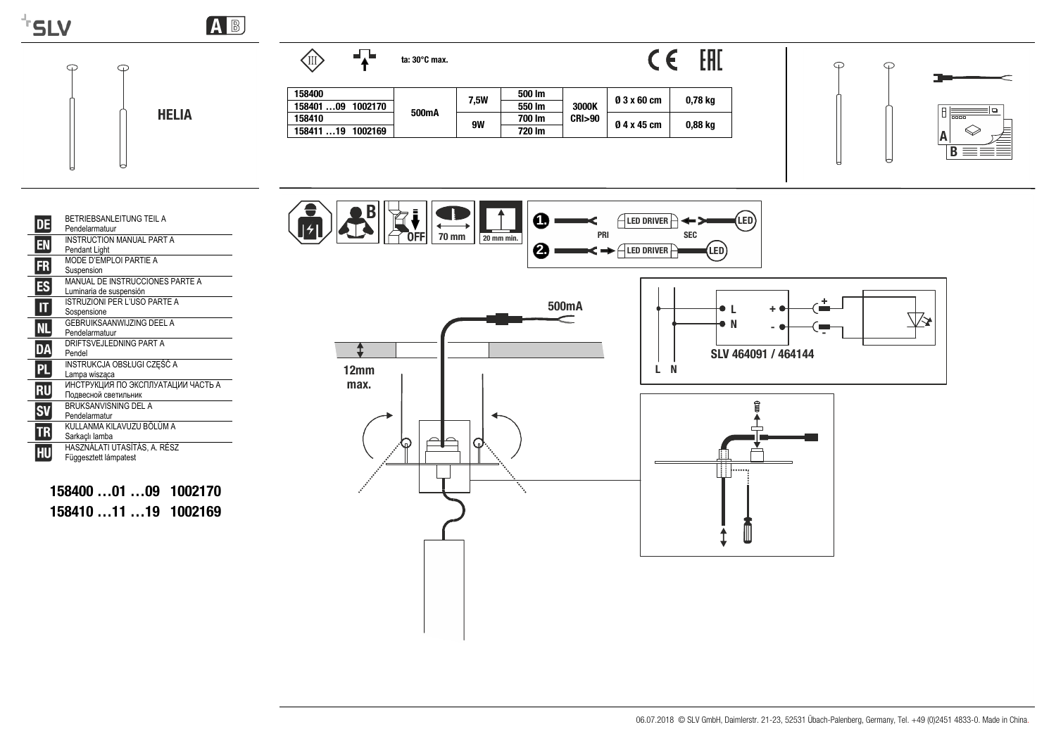# HELIA

ta: 30°C max.

| | | | | | | |
|---|---|---|---|---|---|---|
| 158400 | 500mA | 7,5W | 500 lm | 3000K CRI>90 | Ø 3 x 60 cm | 0,78 kg |
| 158401 …09 1002170 | | | 550 lm | | | |
| 158410 | | 9W | 700 lm | | Ø 4 x 45 cm | 0,88 kg |
| 158411 …19 1002169 | | | 720 lm | | | |

| | |
|---|---|
| DE | BETRIEBSANLEITUNG TEIL A<br>Pendelarmatuur |
| EN | INSTRUCTION MANUAL PART A<br>Pendant Light |
| FR | MODE D'EMPLOI PARTIE A<br>Suspension |
| ES | MANUAL DE INSTRUCCIONES PARTE A<br>Luminaria de suspensión |
| IT | ISTRUZIONI PER L'USO PARTE A<br>Sospensione |
| NL | GEBRUIKSAANWIJZING DEEL A<br>Pendelarmatuur |
| DA | DRIFTSVEJLEDNING PART A<br>Pendel |
| PL | INSTRUKCJA OBSŁUGI CZĘŚĆ A<br>Lampa wisząca |
| RU | ИНСТРУКЦИЯ ПО ЭКСПЛУАТАЦИИ ЧАСТЬ А<br>Подвесной светильник |
| SV | BRUKSANVISNING DEL A<br>Pendelarmatur |
| TR | KULLANMA KILAVUZU BÖLÜM A<br>Sarkaçlı lamba |
| HU | HASZNÁLATI UTASÍTÁS, A. RÉSZ<br>Függesztett lámpatest |

**158400 …01 …09 1002170**
**158410 …11 …19 1002169**

OFF 70 mm 20 mm min.

1. LED DRIVER PRI SEC LED
2. LED DRIVER LED

500mA

12mm max.

L N

SLV 464091 / 464144

06.07.2018 © SLV GmbH, Daimlerstr. 21-23, 52531 Übach-Palenberg, Germany, Tel. +49 (0)2451 4833-0. Made in China.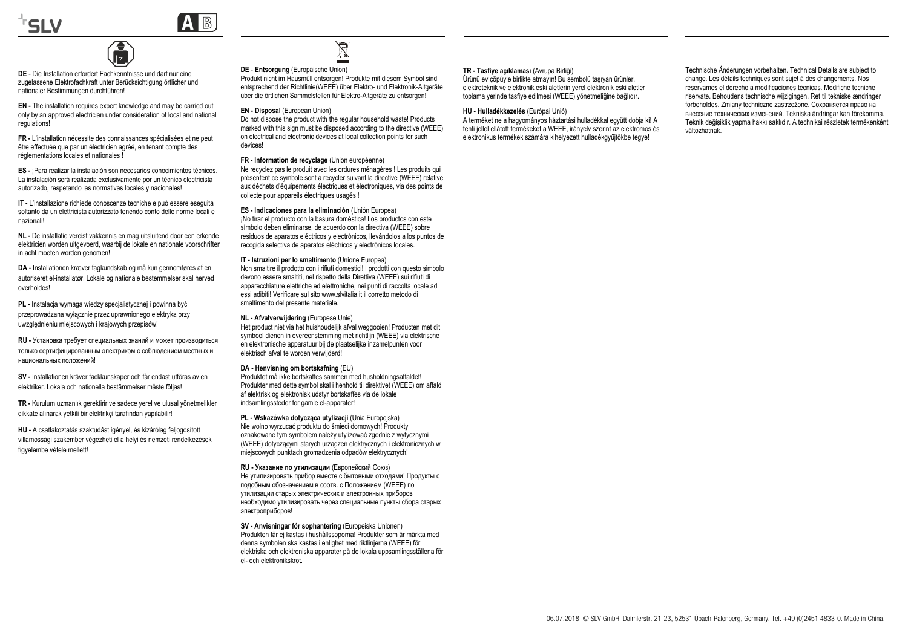**DE** - Die Installation erfordert Fachkenntnisse und darf nur eine zugelassene Elektrofachkraft unter Berücksichtigung örtlicher und nationaler Bestimmungen durchführen!

**EN -** The installation requires expert knowledge and may be carried out only by an approved electrician under consideration of local and national regulations!

**FR -** L'installation nécessite des connaissances spécialisées et ne peut être effectuée que par un électricien agréé, en tenant compte des réglementations locales et nationales !

**ES -** ¡Para realizar la instalación son necesarios conocimientos técnicos. La instalación será realizada exclusivamente por un técnico electricista autorizado, respetando las normativas locales y nacionales!

**IT -** L'installazione richiede conoscenze tecniche e può essere eseguita soltanto da un elettricista autorizzato tenendo conto delle norme locali e nazionali!

**NL -** De installatie vereist vakkennis en mag uitsluitend door een erkende elektricien worden uitgevoerd, waarbij de lokale en nationale voorschriften in acht moeten worden genomen!

**DA -** Installationen kræver fagkundskab og må kun gennemføres af en autoriseret el-installatør. Lokale og nationale bestemmelser skal herved overholdes!

**PL -** Instalacja wymaga wiedzy specjalistycznej i powinna być przeprowadzana wyłącznie przez uprawnionego elektryka przy uwzględnieniu miejscowych i krajowych przepisów!

**RU -** Установка требует специальных знаний и может производиться только сертифицированным электриком с соблюдением местных и национальных положений!

**SV -** Installationen kräver fackkunskaper och får endast utföras av en elektriker. Lokala och nationella bestämmelser måste följas!

**TR -** Kurulum uzmanlık gerektirir ve sadece yerel ve ulusal yönetmelikler dikkate alınarak yetkili bir elektrikçi tarafından yapılabilir!

**HU -** A csatlakoztatás szaktudást igényel, és kizárólag feljogosított villamossági szakember végezheti el a helyi és nemzeti rendelkezések figyelembe vétele mellett!

**DE** - **Entsorgung** (Europäische Union)
Produkt nicht im Hausmüll entsorgen! Produkte mit diesem Symbol sind entsprechend der Richtlinie(WEEE) über Elektro- und Elektronik-Altgeräte über die örtlichen Sammelstellen für Elektro-Altgeräte zu entsorgen!

**EN - Disposal** (European Union)
Do not dispose the product with the regular household waste! Products marked with this sign must be disposed according to the directive (WEEE) on electrical and electronic devices at local collection points for such devices!

**FR - Information de recyclage** (Union européenne)
Ne recyclez pas le produit avec les ordures ménagères ! Les produits qui présentent ce symbole sont à recycler suivant la directive (WEEE) relative aux déchets d'équipements électriques et électroniques, via des points de collecte pour appareils électriques usagés !

**ES - Indicaciones para la eliminación** (Unión Europea)
¡No tirar el producto con la basura doméstica! Los productos con este símbolo deben eliminarse, de acuerdo con la directiva (WEEE) sobre residuos de aparatos eléctricos y electrónicos, llevándolos a los puntos de recogida selectiva de aparatos eléctricos y electrónicos locales.

**IT - Istruzioni per lo smaltimento** (Unione Europea)
Non smaltire il prodotto con i rifiuti domestici! I prodotti con questo simbolo devono essere smaltiti, nel rispetto della Direttiva (WEEE) sui rifiuti di apparecchiature elettriche ed elettroniche, nei punti di raccolta locale ad essi adibiti! Verificare sul sito www.slvitalia.it il corretto metodo di smaltimento del presente materiale.

**NL - Afvalverwijdering** (Europese Unie)
Het product niet via het huishoudelijk afval weggooien! Producten met dit symbool dienen in overeenstemming met richtlijn (WEEE) via elektrische en elektronische apparatuur bij de plaatselijke inzamelpunten voor elektrisch afval te worden verwijderd!

**DA - Henvisning om bortskafning** (EU)
Produktet må ikke bortskaffes sammen med husholdningsaffaldet! Produkter med dette symbol skal i henhold til direktivet (WEEE) om affald af elektrisk og elektronisk udstyr bortskaffes via de lokale indsamlingssteder for gamle el-apparater!

**PL - Wskazówka dotycząca utylizacji** (Unia Europejska)
Nie wolno wyrzucać produktu do śmieci domowych! Produkty oznakowane tym symbolem należy utylizować zgodnie z wytycznymi (WEEE) dotyczącymi starych urządzeń elektrycznych i elektronicznych w miejscowych punktach gromadzenia odpadów elektrycznych!

**RU - Указание по утилизации** (Европейский Союз)
Не утилизировать прибор вместе с бытовыми отходами! Продукты с подобным обозначением в соотв. с Положением (WEEE) по утилизации старых электрических и электронных приборов необходимо утилизировать через специальные пункты сбора старых электроприборов!

**SV - Anvisningar för sophantering** (Europeiska Unionen)
Produkten får ej kastas i hushållssoporna! Produkter som är märkta med denna symbolen ska kastas i enlighet med riktlinjerna (WEEE) för elektriska och elektroniska apparater på de lokala uppsamlingsställena för el- och elektronikskrot.

**TR - Tasfiye açıklaması** (Avrupa Birliği)
Ürünü ev çöpüyle birlikte atmayın! Bu sembolü taşıyan ürünler, elektroteknik ve elektronik eski aletlerin yerel elektronik eski aletler toplama yerinde tasfiye edilmesi (WEEE) yönetmeliğine bağlıdır.

**HU - Hulladékkezelés** (Európai Unió)
A terméket ne a hagyományos háztartási hulladékkal együtt dobja ki! A fenti jellel ellátott termékeket a WEEE, irányelv szerint az elektromos és elektronikus termékek számára kihelyezett hulladékgyűjtőkbe tegye!

Technische Änderungen vorbehalten. Technical Details are subject to change. Les détails techniques sont sujet à des changements. Nos reservamos el derecho a modificaciones técnicas. Modifiche tecniche riservate. Behoudens technische wijzigingen. Ret til tekniske ændringer forbeholdes. Zmiany techniczne zastrzeżone. Сохраняется право на внесение технических изменений. Tekniska ändringar kan förekomma. Teknik değişiklik yapma hakkı saklıdır. A technikai részletek termékenként változhatnak.

06.07.2018 © SLV GmbH, Daimlerstr. 21-23, 52531 Übach-Palenberg, Germany, Tel. +49 (0)2451 4833-0. Made in China.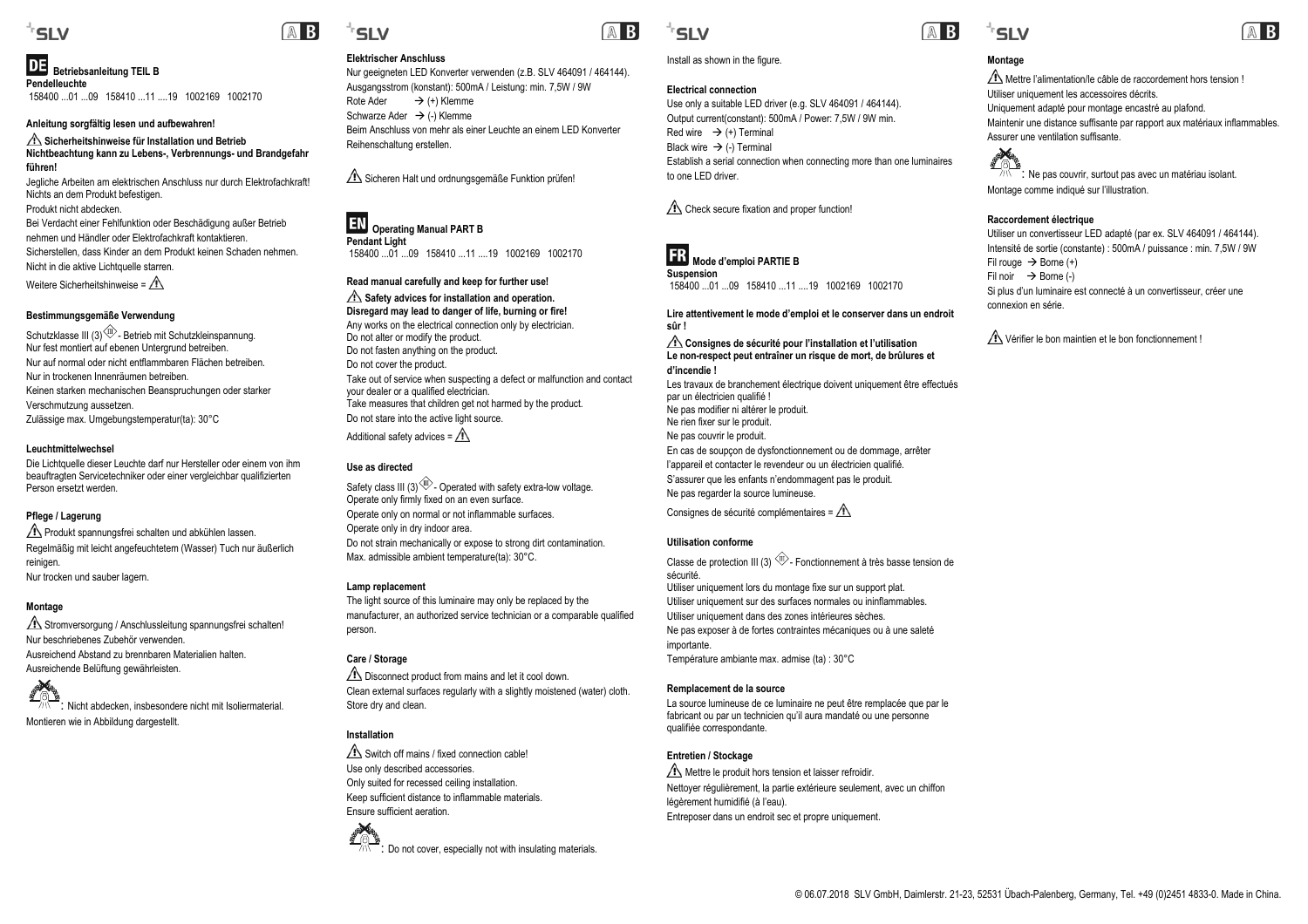## DE Betriebsanleitung TEIL B

**Pendelleuchte**

158400 ...01 ...09 158410 ...11 ....19 1002169 1002170

**Anleitung sorgfältig lesen und aufbewahren!**

**⚠ Sicherheitshinweise für Installation und Betrieb**
**Nichtbeachtung kann zu Lebens-, Verbrennungs- und Brandgefahr führen!**

Jegliche Arbeiten am elektrischen Anschluss nur durch Elektrofachkraft!
Nichts an dem Produkt befestigen.
Produkt nicht abdecken.
Bei Verdacht einer Fehlfunktion oder Beschädigung außer Betrieb nehmen und Händler oder Elektrofachkraft kontaktieren.
Sicherstellen, dass Kinder an dem Produkt keinen Schaden nehmen.
Nicht in die aktive Lichtquelle starren.

Weitere Sicherheitshinweise = ⚠

**Bestimmungsgemäße Verwendung**

Schutzklasse III (3) - Betrieb mit Schutzkleinspannung.
Nur fest montiert auf ebenen Untergrund betreiben.
Nur auf normal oder nicht entflammbaren Flächen betreiben.
Nur in trockenen Innenräumen betreiben.
Keinen starken mechanischen Beanspruchungen oder starker Verschmutzung aussetzen.
Zulässige max. Umgebungstemperatur(ta): 30°C

**Leuchtmittelwechsel**

Die Lichtquelle dieser Leuchte darf nur Hersteller oder einem von ihm beauftragten Servicetechniker oder einer vergleichbar qualifizierten Person ersetzt werden.

**Pflege / Lagerung**

⚠ Produkt spannungsfrei schalten und abkühlen lassen.
Regelmäßig mit leicht angefeuchtetem (Wasser) Tuch nur äußerlich reinigen.
Nur trocken und sauber lagern.

**Montage**

⚠ Stromversorgung / Anschlussleitung spannungsfrei schalten!
Nur beschriebenes Zubehör verwenden.
Ausreichend Abstand zu brennbaren Materialien halten.
Ausreichende Belüftung gewährleisten.

: Nicht abdecken, insbesondere nicht mit Isoliermaterial.

Montieren wie in Abbildung dargestellt.

**Elektrischer Anschluss**

Nur geeigneten LED Konverter verwenden (z.B. SLV 464091 / 464144).
Ausgangsstrom (konstant): 500mA / Leistung: min. 7,5W / 9W
Rote Ader → (+) Klemme
Schwarze Ader → (-) Klemme
Beim Anschluss von mehr als einer Leuchte an einem LED Konverter Reihenschaltung erstellen.

⚠ Sicheren Halt und ordnungsgemäße Funktion prüfen!

## EN Operating Manual PART B

**Pendant Light**

158400 ...01 ...09 158410 ...11 ....19 1002169 1002170

**Read manual carefully and keep for further use!**

**⚠ Safety advices for installation and operation.**
**Disregard may lead to danger of life, burning or fire!**

Any works on the electrical connection only by electrician.
Do not alter or modify the product.
Do not fasten anything on the product.
Do not cover the product.
Take out of service when suspecting a defect or malfunction and contact your dealer or a qualified electrician.
Take measures that children get not harmed by the product.
Do not stare into the active light source.

Additional safety advices = ⚠

**Use as directed**

Safety class III (3) - Operated with safety extra-low voltage.
Operate only firmly fixed on an even surface.
Operate only on normal or not inflammable surfaces.
Operate only in dry indoor area.
Do not strain mechanically or expose to strong dirt contamination.
Max. admissible ambient temperature(ta): 30°C.

**Lamp replacement**

The light source of this luminaire may only be replaced by the manufacturer, an authorized service technician or a comparable qualified person.

**Care / Storage**

⚠ Disconnect product from mains and let it cool down.
Clean external surfaces regularly with a slightly moistened (water) cloth.
Store dry and clean.

**Installation**

⚠ Switch off mains / fixed connection cable!
Use only described accessories.
Only suited for recessed ceiling installation.
Keep sufficient distance to inflammable materials.
Ensure sufficient aeration.

: Do not cover, especially not with insulating materials.

Install as shown in the figure.

**Electrical connection**

Use only a suitable LED driver (e.g. SLV 464091 / 464144).
Output current(constant): 500mA / Power: 7,5W / 9W min.
Red wire → (+) Terminal
Black wire → (-) Terminal
Establish a serial connection when connecting more than one luminaires to one LED driver.

⚠ Check secure fixation and proper function!

## FR Mode d'emploi PARTIE B

**Suspension**

158400 ...01 ...09 158410 ...11 ....19 1002169 1002170

**Lire attentivement le mode d'emploi et le conserver dans un endroit sûr !**

**⚠ Consignes de sécurité pour l'installation et l'utilisation**
**Le non-respect peut entraîner un risque de mort, de brûlures et d'incendie !**

Les travaux de branchement électrique doivent uniquement être effectués par un électricien qualifié !
Ne pas modifier ni altérer le produit.
Ne rien fixer sur le produit.
Ne pas couvrir le produit.
En cas de soupçon de dysfonctionnement ou de dommage, arrêter l'appareil et contacter le revendeur ou un électricien qualifié.
S'assurer que les enfants n'endommagent pas le produit.
Ne pas regarder la source lumineuse.

Consignes de sécurité complémentaires = ⚠

**Utilisation conforme**

Classe de protection III (3) - Fonctionnement à très basse tension de sécurité.
Utiliser uniquement lors du montage fixe sur un support plat.
Utiliser uniquement sur des surfaces normales ou ininflammables.
Utiliser uniquement dans des zones intérieures sèches.
Ne pas exposer à de fortes contraintes mécaniques ou à une saleté importante.
Température ambiante max. admise (ta) : 30°C

**Remplacement de la source**

La source lumineuse de ce luminaire ne peut être remplacée que par le fabricant ou par un technicien qu'il aura mandaté ou une personne qualifiée correspondante.

**Entretien / Stockage**

⚠ Mettre le produit hors tension et laisser refroidir.
Nettoyer régulièrement, la partie extérieure seulement, avec un chiffon légèrement humidifié (à l'eau).
Entreposer dans un endroit sec et propre uniquement.

**Montage**

⚠ Mettre l'alimentation/le câble de raccordement hors tension !
Utiliser uniquement les accessoires décrits.
Uniquement adapté pour montage encastré au plafond.
Maintenir une distance suffisante par rapport aux matériaux inflammables.
Assurer une ventilation suffisante.

: Ne pas couvrir, surtout pas avec un matériau isolant.

Montage comme indiqué sur l'illustration.

**Raccordement électrique**

Utiliser un convertisseur LED adapté (par ex. SLV 464091 / 464144).
Intensité de sortie (constante) : 500mA / puissance : min. 7,5W / 9W
Fil rouge → Borne (+)
Fil noir → Borne (-)
Si plus d'un luminaire est connecté à un convertisseur, créer une connexion en série.

⚠ Vérifier le bon maintien et le bon fonctionnement !

© 06.07.2018 SLV GmbH, Daimlerstr. 21-23, 52531 Übach-Palenberg, Germany, Tel. +49 (0)2451 4833-0. Made in China.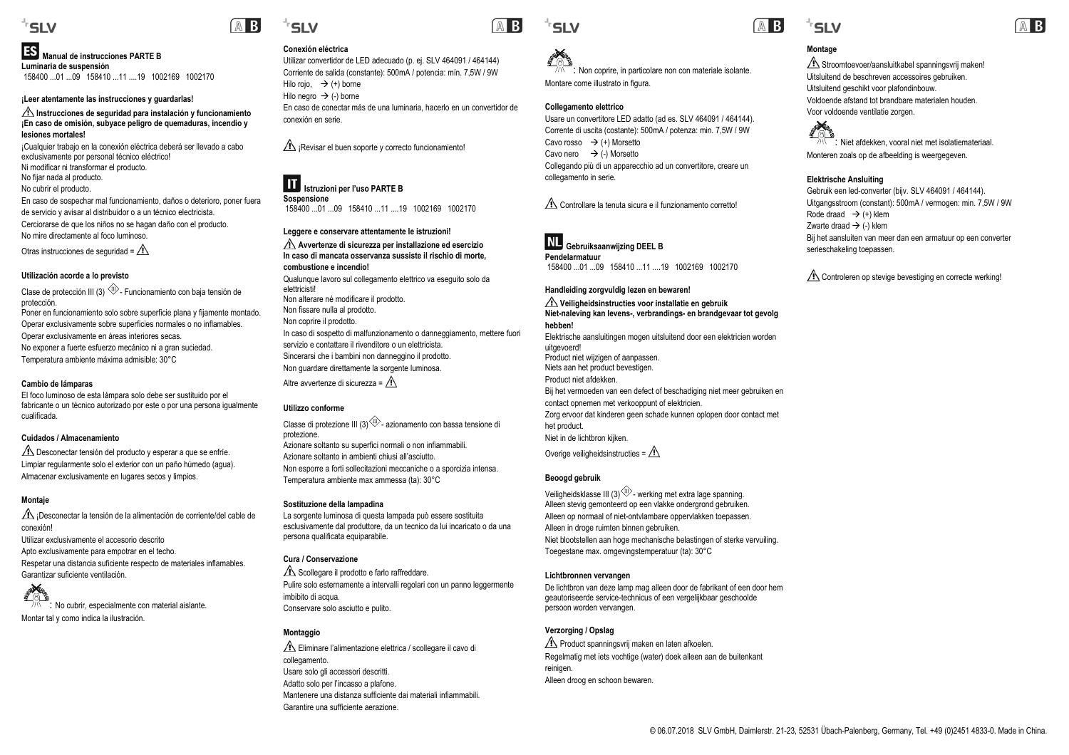## ES Manual de instrucciones PARTE B

**Luminaria de suspensión**

158400 ...01 ...09 158410 ...11 ....19 1002169 1002170

**¡Leer atentamente las instrucciones y guardarlas!**

**⚠ Instrucciones de seguridad para instalación y funcionamiento**
**¡En caso de omisión, subyace peligro de quemaduras, incendio y lesiones mortales!**

¡Cualquier trabajo en la conexión eléctrica deberá ser llevado a cabo exclusivamente por personal técnico eléctrico!
Ni modificar ni transformar el producto.
No fijar nada al producto.
No cubrir el producto.
En caso de sospechar mal funcionamiento, daños o deterioro, poner fuera de servicio y avisar al distribuidor o a un técnico electricista.
Cerciorarse de que los niños no se hagan daño con el producto.
No mire directamente al foco luminoso.

Otras instrucciones de seguridad = ⚠

### Utilización acorde a lo previsto

Clase de protección III (3) Ⓘ - Funcionamiento con baja tensión de protección.
Poner en funcionamiento solo sobre superficie plana y fijamente montado.
Operar exclusivamente sobre superficies normales o no inflamables.
Operar exclusivamente en áreas interiores secas.
No exponer a fuerte esfuerzo mecánico ni a gran suciedad.
Temperatura ambiente máxima admisible: 30°C

### Cambio de lámparas

El foco luminoso de esta lámpara solo debe ser sustituido por el fabricante o un técnico autorizado por este o por una persona igualmente cualificada.

### Cuidados / Almacenamiento

⚠ Desconectar tensión del producto y esperar a que se enfríe.
Limpiar regularmente solo el exterior con un paño húmedo (agua).
Almacenar exclusivamente en lugares secos y limpios.

### Montaje

⚠ ¡Desconectar la tensión de la alimentación de corriente/del cable de conexión!
Utilizar exclusivamente el accesorio descrito
Apto exclusivamente para empotrar en el techo.
Respetar una distancia suficiente respecto de materiales inflamables.
Garantizar suficiente ventilación.

: No cubrir, especialmente con material aislante.
Montar tal y como indica la ilustración.

### Conexión eléctrica

Utilizar convertidor de LED adecuado (p. ej. SLV 464091 / 464144)
Corriente de salida (constante): 500mA / potencia: mín. 7,5W / 9W
Hilo rojo, → (+) borne
Hilo negro → (-) borne
En caso de conectar más de una luminaria, hacerlo en un convertidor de conexión en serie.

⚠ ¡Revisar el buen soporte y correcto funcionamiento!

## IT Istruzioni per l'uso PARTE B

**Sospensione**

158400 ...01 ...09 158410 ...11 ....19 1002169 1002170

**Leggere e conservare attentamente le istruzioni!**

**⚠ Avvertenze di sicurezza per installazione ed esercizio**
**In caso di mancata osservanza sussiste il rischio di morte, combustione e incendio!**

Qualunque lavoro sul collegamento elettrico va eseguito solo da elettricisti!
Non alterare né modificare il prodotto.
Non fissare nulla al prodotto.
Non coprire il prodotto.
In caso di sospetto di malfunzionamento o danneggiamento, mettere fuori servizio e contattare il rivenditore o un elettricista.
Sincerarsi che i bambini non danneggino il prodotto.
Non guardare direttamente la sorgente luminosa.

Altre avvertenze di sicurezza = ⚠

### Utilizzo conforme

Classe di protezione III (3) Ⓘ - azionamento con bassa tensione di protezione.
Azionare soltanto su superfici normali o non infiammabili.
Azionare soltanto in ambienti chiusi all'asciutto.
Non esporre a forti sollecitazioni meccaniche o a sporcizia intensa.
Temperatura ambiente max ammessa (ta): 30°C

### Sostituzione della lampadina

La sorgente luminosa di questa lampada può essere sostituita esclusivamente dal produttore, da un tecnico da lui incaricato o da una persona qualificata equiparabile.

### Cura / Conservazione

⚠ Scollegare il prodotto e farlo raffreddare.
Pulire solo esternamente a intervalli regolari con un panno leggermente imbibito di acqua.
Conservare solo asciutto e pulito.

### Montaggio

⚠ Eliminare l'alimentazione elettrica / scollegare il cavo di collegamento.
Usare solo gli accessori descritti.
Adatto solo per l'incasso a plafone.
Mantenere una distanza sufficiente dai materiali infiammabili.
Garantire una sufficiente aerazione.

: Non coprire, in particolare non con materiale isolante.
Montare come illustrato in figura.

### Collegamento elettrico

Usare un convertitore LED adatto (ad es. SLV 464091 / 464144).
Corrente di uscita (costante): 500mA / potenza: min. 7,5W / 9W
Cavo rosso → (+) Morsetto
Cavo nero → (-) Morsetto
Collegando più di un apparecchio ad un convertitore, creare un collegamento in serie.

⚠ Controllare la tenuta sicura e il funzionamento corretto!

## NL Gebruiksaanwijzing DEEL B

**Pendelarmatuur**

158400 ...01 ...09 158410 ...11 ....19 1002169 1002170

**Handleiding zorgvuldig lezen en bewaren!**

**⚠ Veiligheidsinstructies voor installatie en gebruik**
**Niet-naleving kan levens-, verbrandings- en brandgevaar tot gevolg hebben!**

Elektrische aansluitingen mogen uitsluitend door een elektricien worden uitgevoerd!
Product niet wijzigen of aanpassen.
Niets aan het product bevestigen.
Product niet afdekken.
Bij het vermoeden van een defect of beschadiging niet meer gebruiken en contact opnemen met verkooppunt of elektricien.
Zorg ervoor dat kinderen geen schade kunnen oplopen door contact met het product.
Niet in de lichtbron kijken.

Overige veiligheidsinstructies = ⚠

### Beoogd gebruik

Veiligheidsklasse III (3) Ⓘ - werking met extra lage spanning.
Alleen stevig gemonteerd op een vlakke ondergrond gebruiken.
Alleen op normaal of niet-ontvlambare oppervlakken toepassen.
Alleen in droge ruimten binnen gebruiken.
Niet blootstellen aan hoge mechanische belastingen of sterke vervuiling.
Toegestane max. omgevingstemperatuur (ta): 30°C

### Lichtbronnen vervangen

De lichtbron van deze lamp mag alleen door de fabrikant of een door hem geautoriseerde service-technicus of een vergelijkbaar geschoolde persoon worden vervangen.

### Verzorging / Opslag

⚠ Product spanningsvrij maken en laten afkoelen.
Regelmatig met iets vochtige (water) doek alleen aan de buitenkant reinigen.
Alleen droog en schoon bewaren.

### Montage

⚠ Stroomtoevoer/aansluitkabel spanningsvrij maken!
Uitsluitend de beschreven accessoires gebruiken.
Uitsluitend geschikt voor plafondinbouw.
Voldoende afstand tot brandbare materialen houden.
Voor voldoende ventilatie zorgen.

: Niet afdekken, vooral niet met isolatiemateriaal.
Monteren zoals op de afbeelding is weergegeven.

### Elektrische Ansluiting

Gebruik een led-converter (bijv. SLV 464091 / 464144).
Uitgangsstroom (constant): 500mA / vermogen: min. 7,5W / 9W
Rode draad → (+) klem
Zwarte draad → (-) klem
Bij het aansluiten van meer dan een armatuur op een converter serieschakeling toepassen.

⚠ Controleren op stevige bevestiging en correcte werking!

© 06.07.2018 SLV GmbH, Daimlerstr. 21-23, 52531 Übach-Palenberg, Germany, Tel. +49 (0)2451 4833-0. Made in China.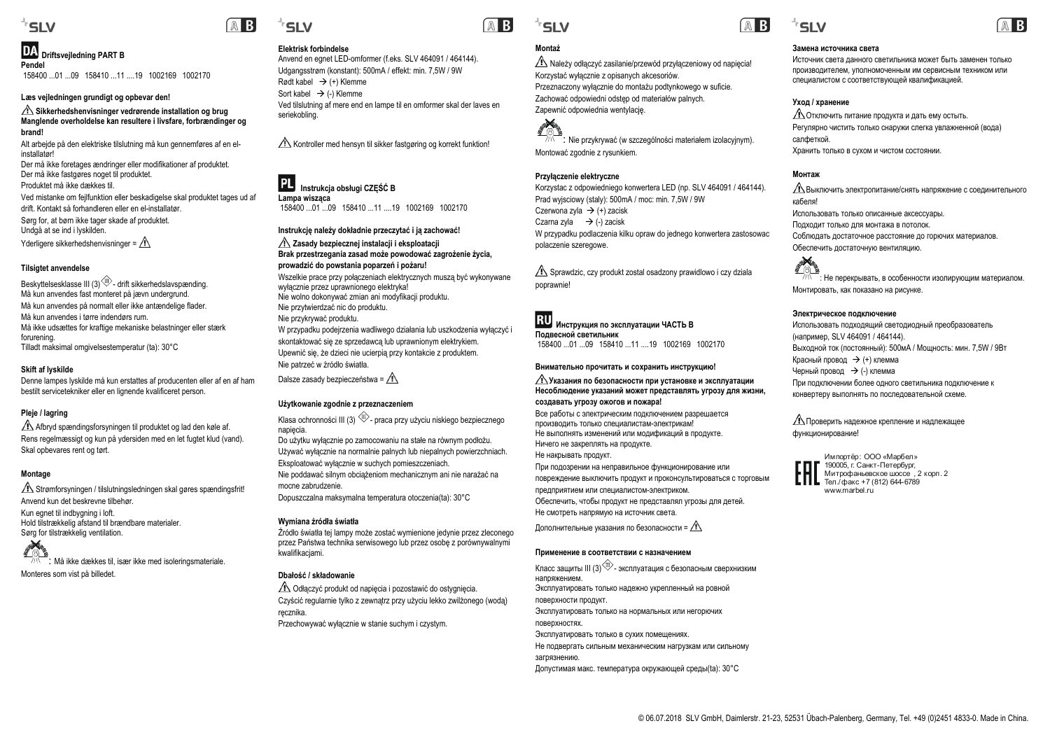## DA Driftsvejledning PART B

**Pendel**

158400 ...01 ...09 158410 ...11 ....19 1002169 1002170

**Læs vejledningen grundigt og opbevar den!**

⚠ **Sikkerhedshenvisninger vedrørende installation og brug**
**Manglende overholdelse kan resultere i livsfare, forbrændinger og brand!**

Alt arbejde på den elektriske tilslutning må kun gennemføres af en el-installatør!
Der må ikke foretages ændringer eller modifikationer af produktet.
Der må ikke fastgøres noget til produktet.
Produktet må ikke dækkes til.
Ved mistanke om fejlfunktion eller beskadigelse skal produktet tages ud af drift. Kontakt så forhandleren eller en el-installatør.
Sørg for, at børn ikke tager skade af produktet.
Undgå at se ind i lyskilden.
Yderligere sikkerhedshenvisninger = ⚠

**Tilsigtet anvendelse**

Beskyttelsesklasse III (3) - drift sikkerhedslavspænding.
Må kun anvendes fast monteret på jævn undergrund.
Må kun anvendes på normalt eller ikke antændelige flader.
Må kun anvendes i tørre indendørs rum.
Må ikke udsættes for kraftige mekaniske belastninger eller stærk forurening.
Tilladt maksimal omgivelsestemperatur (ta): 30°C

**Skift af lyskilde**

Denne lampes lyskilde må kun erstattes af producenten eller af en af han bestilt servicetekniker eller en lignende kvalificeret person.

**Pleje / lagring**

⚠ Afbryd spændingsforsyningen til produktet og lad den køle af.
Rens regelmæssigt og kun på ydersiden med en let fugtet klud (vand).
Skal opbevares rent og tørt.

**Montage**

⚠ Strømforsyningen / tilslutningsledningen skal gøres spændingsfrit!
Anvend kun det beskrevne tilbehør.
Kun egnet til indbygning i loft.
Hold tilstrækkelig afstand til brændbare materialer.
Sørg for tilstrækkelig ventilation.
: Må ikke dækkes til, især ikke med isoleringsmateriale.
Monteres som vist på billedet.

**Elektrisk forbindelse**

Anvend en egnet LED-omformer (f.eks. SLV 464091 / 464144).
Udgangsstrøm (konstant): 500mA / effekt: min. 7,5W / 9W
Rødt kabel → (+) Klemme
Sort kabel → (-) Klemme
Ved tilslutning af mere end en lampe til en omformer skal der laves en seriekobling.

⚠ Kontroller med hensyn til sikker fastgøring og korrekt funktion!

## PL Instrukcja obsługi CZĘŚĆ B

**Lampa wisząca**

158400 ...01 ...09 158410 ...11 ....19 1002169 1002170

**Instrukcję należy dokładnie przeczytać i ją zachować!**

⚠ **Zasady bezpiecznej instalacji i eksploatacji**
**Brak przestrzegania zasad może powodować zagrożenie życia, prowadzić do powstania poparzeń i pożaru!**

Wszelkie prace przy połączeniach elektrycznych muszą być wykonywane wyłącznie przez uprawnionego elektryka!
Nie wolno dokonywać zmian ani modyfikacji produktu.
Nie przytwierdzać nic do produktu.
Nie przykrywać produktu.
W przypadku podejrzenia wadliwego działania lub uszkodzenia wyłączyć i skontaktować się ze sprzedawcą lub uprawnionym elektrykiem.
Upewnić się, że dzieci nie ucierpią przy kontakcie z produktem.
Nie patrzeć w źródło światła.
Dalsze zasady bezpieczeństwa = ⚠

**Użytkowanie zgodnie z przeznaczeniem**

Klasa ochronności III (3) - praca przy użyciu niskiego bezpiecznego napięcia.
Do użytku wyłącznie po zamocowaniu na stałe na równym podłożu.
Używać wyłącznie na normalnie palnych lub niepalnych powierzchniach.
Eksploatować wyłącznie w suchych pomieszczeniach.
Nie poddawać silnym obciążeniom mechanicznym ani nie narażać na mocne zabrudzenie.
Dopuszczalna maksymalna temperatura otoczenia(ta): 30°C

**Wymiana źródła światła**

Źródło światła tej lampy może zostać wymienione jedynie przez zleconego przez Państwa technika serwisowego lub przez osobę z porównywalnymi kwalifikacjami.

**Dbałość / składowanie**

⚠ Odłączyć produkt od napięcia i pozostawić do ostygnięcia.
Czyścić regularnie tylko z zewnątrz przy użyciu lekko zwilżonego (wodą) ręcznika.
Przechowywać wyłącznie w stanie suchym i czystym.

**Montaż**

⚠ Należy odłączyć zasilanie/przewód przyłączeniowy od napięcia!
Korzystać wyłącznie z opisanych akcesoriów.
Przeznaczony wyłącznie do montażu podtynkowego w suficie.
Zachować odpowiedni odstęp od materiałów palnych.
Zapewnić odpowiednia wentylację.
: Nie przykrywać (w szczególności materiałem izolacyjnym).
Montować zgodnie z rysunkiem.

**Przyłączenie elektryczne**

Korzystac z odpowiedniego konwertera LED (np. SLV 464091 / 464144).
Prad wyjsciowy (staly): 500mA / moc: min. 7,5W / 9W
Czerwona zyla → (+) zacisk
Czarna zyla → (-) zacisk
W przypadku podlaczenia kilku opraw do jednego konwertera zastosowac polaczenie szeregowe.

⚠ Sprawdzic, czy produkt zostal osadzony prawidlowo i czy dziala poprawnie!

## RU Инструкция по эксплуатации ЧАСТЬ B

**Подвесной светильник**

158400 ...01 ...09 158410 ...11 ....19 1002169 1002170

**Внимательно прочитать и сохранить инструкцию!**

⚠ **Указания по безопасности при установке и эксплуатации**
**Несоблюдение указаний может представлять угрозу для жизни, создавать угрозу ожогов и пожара!**

Все работы с электрическим подключением разрешается производить только специалистам-электрикам!
Не выполнять изменений или модификаций в продукте.
Ничего не закреплять на продукте.
Не накрывать продукт.
При подозрении на неправильное функционирование или повреждение выключить продукт и проконсультироваться с торговым предприятием или специалистом-электриком.
Обеспечить, чтобы продукт не представлял угрозы для детей.
Не смотреть напрямую на источник света.
Дополнительные указания по безопасности = ⚠

**Применение в соответствии с назначением**

Класс защиты III (3) - эксплуатация с безопасным сверхнизким напряжением.
Эксплуатировать только надежно укрепленный на ровной поверхности продукт.
Эксплуатировать только на нормальных или негорючих поверхностях.
Эксплуатировать только в сухих помещениях.
Не подвергать сильным механическим нагрузкам или сильному загрязнению.
Допустимая макс. температура окружающей среды(ta): 30°C

**Замена источника света**

Источник света данного светильника может быть заменен только производителем, уполномоченным им сервисным техником или специалистом с соответствующей квалификацией.

**Уход / хранение**

⚠ Отключить питание продукта и дать ему остыть.
Регулярно чистить только снаружи слегка увлажненной (вода) салфеткой.
Хранить только в сухом и чистом состоянии.

**Монтаж**

⚠ Выключить электропитание/снять напряжение с соединительного кабеля!
Использовать только описанные аксессуары.
Подходит только для монтажа в потолок.
Соблюдать достаточное расстояние до горючих материалов.
Обеспечить достаточную вентиляцию.
: Не перекрывать, в особенности изолирующим материалом.
Монтировать, как показано на рисунке.

**Электрическое подключение**

Использовать подходящий светодиодный преобразователь (например, SLV 464091 / 464144).
Выходной ток (постоянный): 500мА / Мощность: мин. 7,5W / 9Вт
Красный провод → (+) клемма
Черный провод → (-) клемма
При подключении более одного светильника подключение к конвертеру выполнять по последовательной схеме.

⚠ Проверить надежное крепление и надлежащее функционирование!

Импортёр: ООО «Марбел»
190005, г. Санкт-Петербург,
Митрофаньевское шоссе , 2 корп. 2
Тел./факс +7 (812) 644-6789
www.marbel.ru

© 06.07.2018 SLV GmbH, Daimlerstr. 21-23, 52531 Übach-Palenberg, Germany, Tel. +49 (0)2451 4833-0. Made in China.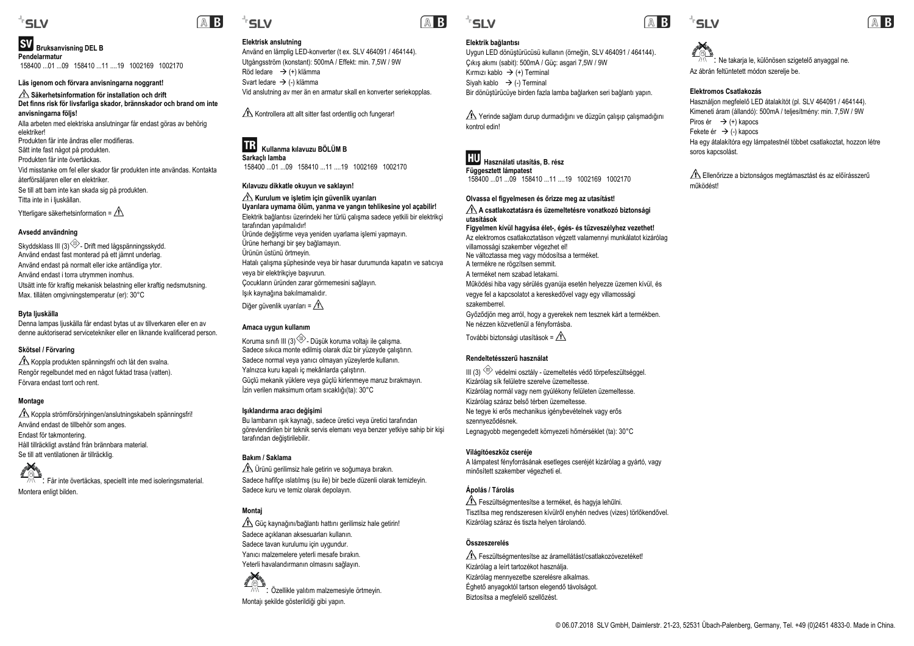## SV Bruksanvisning DEL B

**Pendelarmatur**

158400 ...01 ...09 158410 ...11 ....19 1002169 1002170

**Läs igenom och förvara anvisningarna noggrant!**

**⚠ Säkerhetsinformation för installation och drift**

**Det finns risk för livsfarliga skador, brännskador och brand om inte anvisningarna följs!**

Alla arbeten med elektriska anslutningar får endast göras av behörig elektriker!
Produkten får inte ändras eller modifieras.
Sätt inte fast något på produkten.
Produkten får inte övertäckas.
Vid misstanke om fel eller skador får produkten inte användas. Kontakta återförsäljaren eller en elektriker.
Se till att barn inte kan skada sig på produkten.
Titta inte in i ljuskällan.

Ytterligare säkerhetsinformation = ⚠

### Avsedd användning

Skyddsklass III (3) - Drift med lågspänningsskydd.
Använd endast fast monterad på ett jämnt underlag.
Använd endast på normalt eller icke antändliga ytor.
Använd endast i torra utrymmen inomhus.
Utsätt inte för kraftig mekanisk belastning eller kraftig nedsmutsning.
Max. tillåten omgivningstemperatur (er): 30°C

### Byta ljuskälla

Denna lampas ljuskälla får endast bytas ut av tillverkaren eller en av denne auktoriserad servicetekniker eller en liknande kvalificerad person.

### Skötsel / Förvaring

⚠ Koppla produkten spänningsfri och låt den svalna.
Rengör regelbundet med en något fuktad trasa (vatten).
Förvara endast torrt och rent.

### Montage

⚠ Koppla strömförsörjningen/anslutningskabeln spänningsfri!
Använd endast de tillbehör som anges.
Endast för takmontering.
Håll tillräckligt avstånd från brännbara material.
Se till att ventilationen är tillräcklig.

: Får inte övertäckas, speciellt inte med isoleringsmaterial.

Montera enligt bilden.

### Elektrisk anslutning

Använd en lämplig LED-konverter (t ex. SLV 464091 / 464144).
Utgångsström (konstant): 500mA / Effekt: min. 7,5W / 9W
Röd ledare → (+) klämma
Svart ledare → (-) klämma
Vid anslutning av mer än en armatur skall en konverter seriekopplas.

⚠ Kontrollera att allt sitter fast ordentlig och fungerar!

## TR Kullanma kılavuzu BÖLÜM B

**Sarkaçlı lamba**

158400 ...01 ...09 158410 ...11 ....19 1002169 1002170

**Kılavuzu dikkatle okuyun ve saklayın!**

**⚠ Kurulum ve işletim için güvenlik uyarıları**

**Uyarılara uymama ölüm, yanma ve yangın tehlikesine yol açabilir!**

Elektrik bağlantısı üzerindeki her türlü çalışma sadece yetkili bir elektrikçi tarafından yapılmalıdır!
Üründe değiştirme veya yeniden uyarlama işlemi yapmayın.
Ürüne herhangi bir şey bağlamayın.
Ürünün üstünü örtmeyin.
Hatalı çalışma şüphesinde veya bir hasar durumunda kapatın ve satıcıya veya bir elektrikçiye başvurun.
Çocukların üründen zarar görmemesini sağlayın.
Işık kaynağına bakılmamalıdır.

Diğer güvenlik uyarıları = ⚠

### Amaca uygun kullanım

Koruma sınıfı III (3) - Düşük koruma voltajı ile çalışma.
Sadece sıkıca monte edilmiş olarak düz bir yüzeyde çalıştırın.
Sadece normal veya yanıcı olmayan yüzeylerde kullanın.
Yalnızca kuru kapalı iç mekânlarda çalıştırın.
Güçlü mekanik yüklere veya güçlü kirlenmeye maruz bırakmayın.
İzin verilen maksimum ortam sıcaklığı(ta): 30°C

### Işıklandırma aracı değişimi

Bu lambanın ışık kaynağı, sadece üretici veya üretici tarafından görevlendirilen bir teknik servis elemanı veya benzer yetkiye sahip bir kişi tarafından değiştirilebilir.

### Bakım / Saklama

⚠ Ürünü gerilimsiz hale getirin ve soğumaya bırakın.
Sadece hafifçe ıslatılmış (su ile) bir bezle düzenli olarak temizleyin.
Sadece kuru ve temiz olarak depolayın.

### Montaj

⚠ Güç kaynağını/bağlantı hattını gerilimsiz hale getirin!
Sadece açıklanan aksesuarları kullanın.
Sadece tavan kurulumu için uygundur.
Yanıcı malzemelere yeterli mesafe bırakın.
Yeterli havalandırmanın olmasını sağlayın.

: Özellikle yalıtım malzemesiyle örtmeyin.

Montajı şekilde gösterildiği gibi yapın.

### Elektrik bağlantısı

Uygun LED dönüştürücüsü kullanın (örneğin, SLV 464091 / 464144).
Çıkış akımı (sabit): 500mA / Güç: asgari 7,5W / 9W
Kırmızı kablo → (+) Terminal
Siyah kablo → (-) Terminal
Bir dönüştürücüye birden fazla lamba bağlarken seri bağlantı yapın.

⚠ Yerinde sağlam durup durmadığını ve düzgün çalışıp çalışmadığını kontrol edin!

## HU Használati utasítás, B. rész

**Függesztett lámpatest**

158400 ...01 ...09 158410 ...11 ....19 1002169 1002170

**Olvassa el figyelmesen és őrizze meg az utasítást!**

**⚠ A csatlakoztatásra és üzemeltetésre vonatkozó biztonsági utasítások**

**Figyelmen kívül hagyása élet-, égés- és tűzveszélyhez vezethet!**

Az elektromos csatlakoztatáson végzett valamennyi munkálatot kizárólag villamossági szakember végezhet el!
Ne változtassa meg vagy módosítsa a terméket.
A termékre ne rögzítsen semmit.
A terméket nem szabad letakarni.
Működési hiba vagy sérülés gyanúja esetén helyezze üzemen kívül, és vegye fel a kapcsolatot a kereskedővel vagy egy villamossági szakemberrel.
Győződjön meg arról, hogy a gyerekek nem tesznek kárt a termékben.
Ne nézzen közvetlenül a fényforrásba.

További biztonsági utasítások = ⚠

### Rendeltetésszerű használat

III (3) védelmi osztály - üzemeltetés védő törpefeszültséggel.
Kizárólag sík felületre szerelve üzemeltesse.
Kizárólag normál vagy nem gyúlékony felületen üzemeltesse.
Kizárólag száraz belső térben üzemeltesse.
Ne tegye ki erős mechanikus igénybevételnek vagy erős szennyeződésnek.
Legnagyobb megengedett környezeti hőmérséklet (ta): 30°C

### Világítóeszköz cseréje

A lámpatest fényforrásának esetleges cseréjét kizárólag a gyártó, vagy minősített szakember végezheti el.

### Ápolás / Tárolás

⚠ Feszültségmentesítse a terméket, és hagyja lehűlni.
Tisztítsa meg rendszeresen kívülről enyhén nedves (vizes) törlőkendővel.
Kizárólag száraz és tiszta helyen tárolandó.

### Összeszerelés

⚠ Feszültségmentesítse az áramellátást/csatlakozóvezetéket!
Kizárólag a leírt tartozékot használja.
Kizárólag mennyezetbe szerelésre alkalmas.
Éghető anyagoktól tartson elegendő távolságot.
Biztosítsa a megfelelő szellőzést.

: Ne takarja le, különösen szigetelő anyaggal ne.

Az ábrán feltüntetett módon szerelje be.

### Elektromos Csatlakozás

Használjon megfelelő LED átalakítót (pl. SLV 464091 / 464144).
Kimeneti áram (állandó): 500mA / teljesítmény: min. 7,5W / 9W
Piros ér → (+) kapocs
Fekete ér → (-) kapocs
Ha egy átalakítóra egy lámpatestnél többet csatlakoztat, hozzon létre soros kapcsolást.

⚠ Ellenőrizze a biztonságos megtámasztást és az előírásszerű működést!

© 06.07.2018 SLV GmbH, Daimlerstr. 21-23, 52531 Übach-Palenberg, Germany, Tel. +49 (0)2451 4833-0. Made in China.